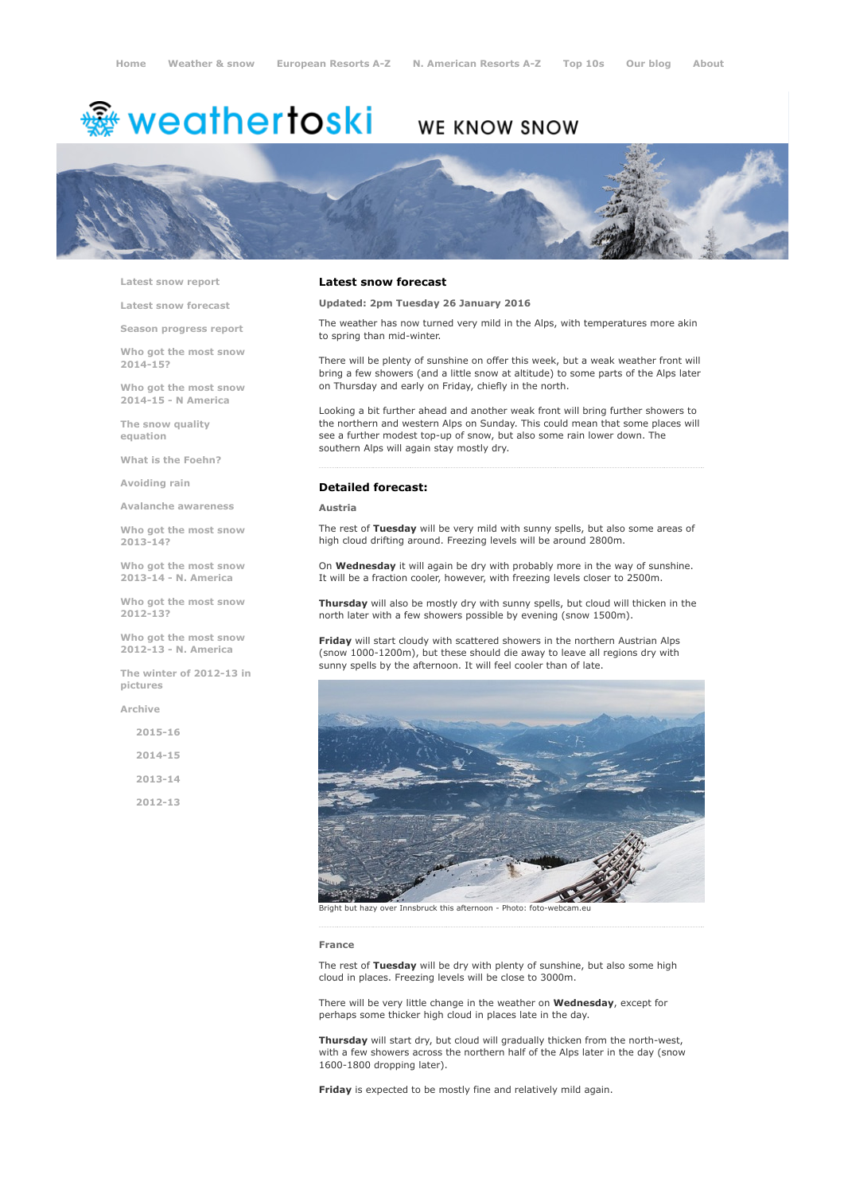Home | Weather & snow | European Resorts A-Z | N. American Resorts A-Z | Top 10s | Our blog | About

weathertoski WE KNOW SNOW

- Latest snow report
- Latest snow forecast
- Season progress report
- Who got the most snow 2014-15?
- Who got the most snow 2014-15 - N America
- The snow quality equation
- What is the Foehn?
- Avoiding rain
- Avalanche awareness
- Who got the most snow 2013-14?
- Who got the most snow 2013-14 - N. America
- Who got the most snow 2012-13?
- Who got the most snow 2012-13 - N. America
- The winter of 2012-13 in pictures
- Archive
  - 2015-16
  - 2014-15
  - 2013-14
  - 2012-13

## Latest snow forecast

**Updated: 2pm Tuesday 26 January 2016**

The weather has now turned very mild in the Alps, with temperatures more akin to spring than mid-winter.

There will be plenty of sunshine on offer this week, but a weak weather front will bring a few showers (and a little snow at altitude) to some parts of the Alps later on Thursday and early on Friday, chiefly in the north.

Looking a bit further ahead and another weak front will bring further showers to the northern and western Alps on Sunday. This could mean that some places will see a further modest top-up of snow, but also some rain lower down. The southern Alps will again stay mostly dry.

## Detailed forecast:

### Austria

The rest of **Tuesday** will be very mild with sunny spells, but also some areas of high cloud drifting around. Freezing levels will be around 2800m.

On **Wednesday** it will again be dry with probably more in the way of sunshine. It will be a fraction cooler, however, with freezing levels closer to 2500m.

**Thursday** will also be mostly dry with sunny spells, but cloud will thicken in the north later with a few showers possible by evening (snow 1500m).

**Friday** will start cloudy with scattered showers in the northern Austrian Alps (snow 1000-1200m), but these should die away to leave all regions dry with sunny spells by the afternoon. It will feel cooler than of late.

Bright but hazy over Innsbruck this afternoon - Photo: foto-webcam.eu

### France

The rest of **Tuesday** will be dry with plenty of sunshine, but also some high cloud in places. Freezing levels will be close to 3000m.

There will be very little change in the weather on **Wednesday**, except for perhaps some thicker high cloud in places late in the day.

**Thursday** will start dry, but cloud will gradually thicken from the north-west, with a few showers across the northern half of the Alps later in the day (snow 1600-1800 dropping later).

**Friday** is expected to be mostly fine and relatively mild again.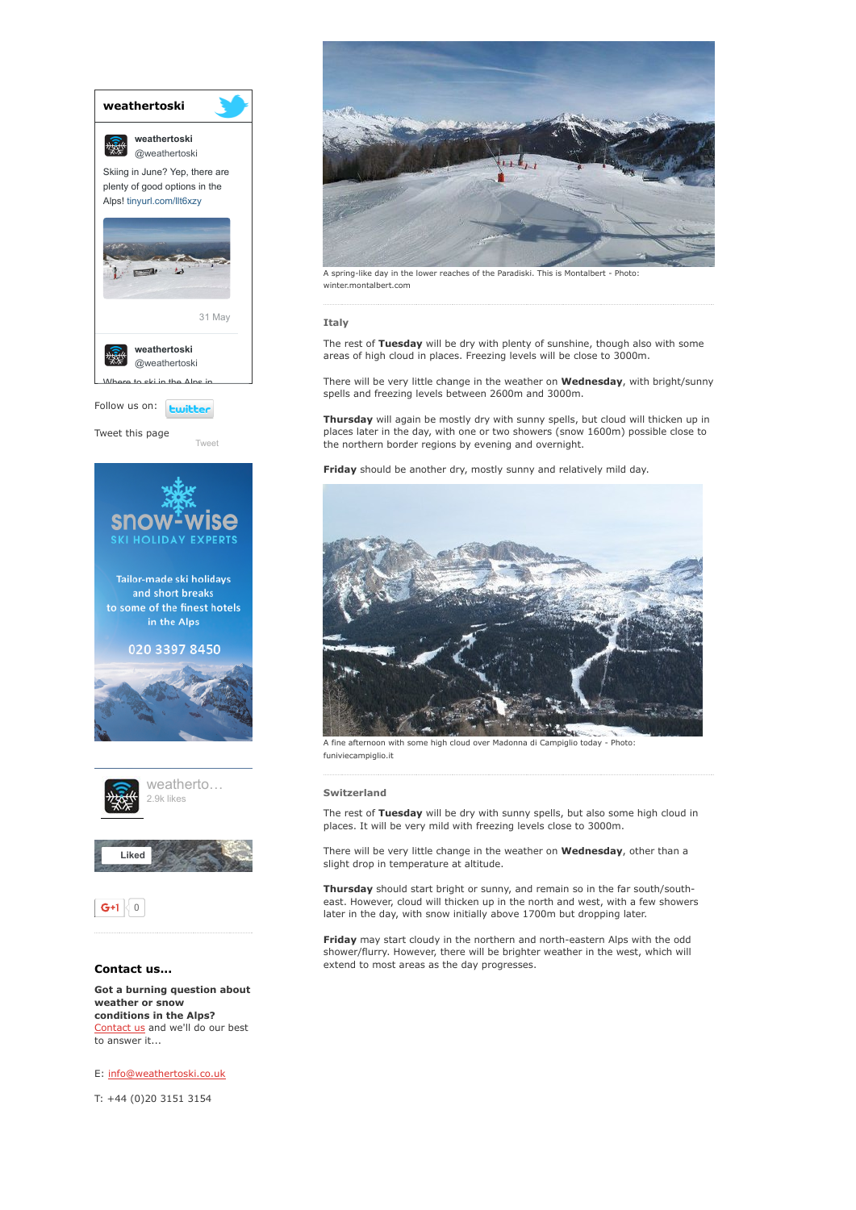weathertoski

weathertoski
@weathertoski

Skiing in June? Yep, there are plenty of good options in the Alps! tinyurl.com/llt6xzy

31 May

weathertoski
@weathertoski

Follow us on:

Tweet this page

Tweet

snow-wise
SKI HOLIDAY EXPERTS

Tailor-made ski holidays and short breaks to some of the finest hotels in the Alps

020 3397 8450

weatherto…
2.9k likes

Liked

G+1 0

### Contact us...

**Got a burning question about weather or snow conditions in the Alps?** Contact us and we'll do our best to answer it...

E: info@weathertoski.co.uk

T: +44 (0)20 3151 3154

A spring-like day in the lower reaches of the Paradiski. This is Montalbert - Photo: winter.montalbert.com

### Italy

The rest of **Tuesday** will be dry with plenty of sunshine, though also with some areas of high cloud in places. Freezing levels will be close to 3000m.

There will be very little change in the weather on **Wednesday**, with bright/sunny spells and freezing levels between 2600m and 3000m.

**Thursday** will again be mostly dry with sunny spells, but cloud will thicken up in places later in the day, with one or two showers (snow 1600m) possible close to the northern border regions by evening and overnight.

**Friday** should be another dry, mostly sunny and relatively mild day.

A fine afternoon with some high cloud over Madonna di Campiglio today - Photo: funiviecampiglio.it

### Switzerland

The rest of **Tuesday** will be dry with sunny spells, but also some high cloud in places. It will be very mild with freezing levels close to 3000m.

There will be very little change in the weather on **Wednesday**, other than a slight drop in temperature at altitude.

**Thursday** should start bright or sunny, and remain so in the far south/south-east. However, cloud will thicken up in the north and west, with a few showers later in the day, with snow initially above 1700m but dropping later.

**Friday** may start cloudy in the northern and north-eastern Alps with the odd shower/flurry. However, there will be brighter weather in the west, which will extend to most areas as the day progresses.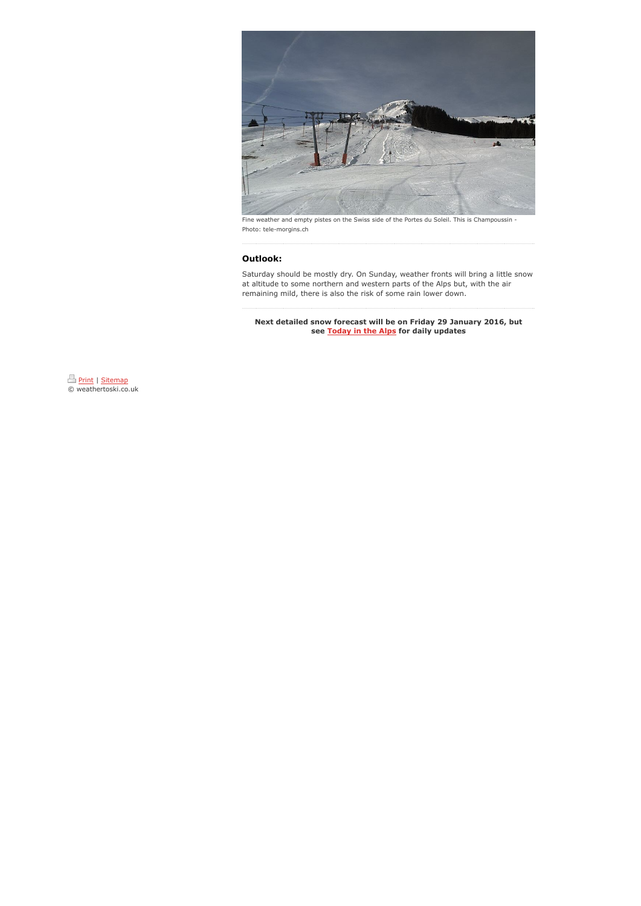Fine weather and empty pistes on the Swiss side of the Portes du Soleil. This is Champoussin - Photo: tele-morgins.ch

**Outlook:**

Saturday should be mostly dry. On Sunday, weather fronts will bring a little snow at altitude to some northern and western parts of the Alps but, with the air remaining mild, there is also the risk of some rain lower down.

**Next detailed snow forecast will be on Friday 29 January 2016, but see Today in the Alps for daily updates**

Print | Sitemap
© weathertoski.co.uk